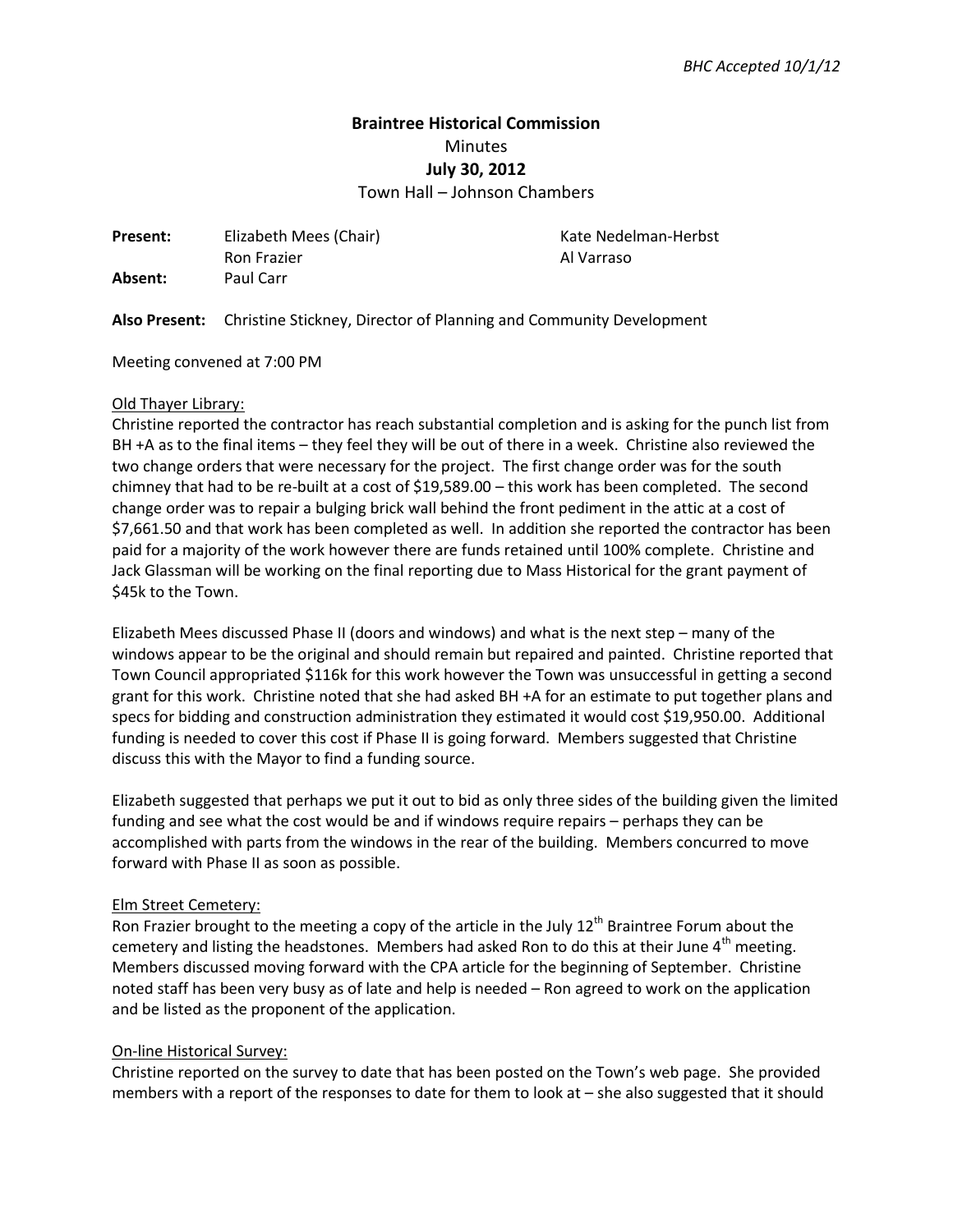*BHC Accepted 10/1/12*

**Braintree Historical Commission**
Minutes
**July 30, 2012**
Town Hall – Johnson Chambers

**Present:** Elizabeth Mees (Chair), Ron Frazier, Kate Nedelman-Herbst, Al Varraso
**Absent:** Paul Carr

**Also Present:** Christine Stickney, Director of Planning and Community Development

Meeting convened at 7:00 PM

<u>Old Thayer Library:</u>
Christine reported the contractor has reach substantial completion and is asking for the punch list from BH +A as to the final items – they feel they will be out of there in a week. Christine also reviewed the two change orders that were necessary for the project. The first change order was for the south chimney that had to be re-built at a cost of $19,589.00 – this work has been completed. The second change order was to repair a bulging brick wall behind the front pediment in the attic at a cost of $7,661.50 and that work has been completed as well. In addition she reported the contractor has been paid for a majority of the work however there are funds retained until 100% complete. Christine and Jack Glassman will be working on the final reporting due to Mass Historical for the grant payment of $45k to the Town.

Elizabeth Mees discussed Phase II (doors and windows) and what is the next step – many of the windows appear to be the original and should remain but repaired and painted. Christine reported that Town Council appropriated $116k for this work however the Town was unsuccessful in getting a second grant for this work. Christine noted that she had asked BH +A for an estimate to put together plans and specs for bidding and construction administration they estimated it would cost $19,950.00. Additional funding is needed to cover this cost if Phase II is going forward. Members suggested that Christine discuss this with the Mayor to find a funding source.

Elizabeth suggested that perhaps we put it out to bid as only three sides of the building given the limited funding and see what the cost would be and if windows require repairs – perhaps they can be accomplished with parts from the windows in the rear of the building. Members concurred to move forward with Phase II as soon as possible.

<u>Elm Street Cemetery:</u>
Ron Frazier brought to the meeting a copy of the article in the July 12th Braintree Forum about the cemetery and listing the headstones. Members had asked Ron to do this at their June 4th meeting. Members discussed moving forward with the CPA article for the beginning of September. Christine noted staff has been very busy as of late and help is needed – Ron agreed to work on the application and be listed as the proponent of the application.

<u>On-line Historical Survey:</u>
Christine reported on the survey to date that has been posted on the Town's web page. She provided members with a report of the responses to date for them to look at – she also suggested that it should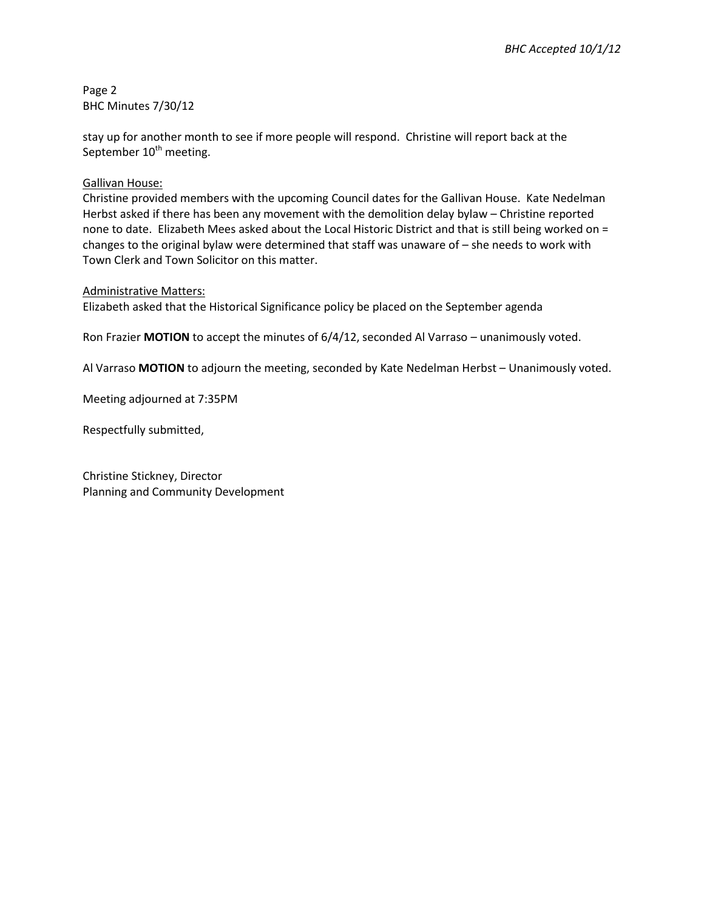stay up for another month to see if more people will respond. Christine will report back at the September 10th meeting.

Gallivan House:

Christine provided members with the upcoming Council dates for the Gallivan House. Kate Nedelman Herbst asked if there has been any movement with the demolition delay bylaw – Christine reported none to date. Elizabeth Mees asked about the Local Historic District and that is still being worked on = changes to the original bylaw were determined that staff was unaware of – she needs to work with Town Clerk and Town Solicitor on this matter.

Administrative Matters:

Elizabeth asked that the Historical Significance policy be placed on the September agenda

Ron Frazier **MOTION** to accept the minutes of 6/4/12, seconded Al Varraso – unanimously voted.

Al Varraso **MOTION** to adjourn the meeting, seconded by Kate Nedelman Herbst – Unanimously voted.

Meeting adjourned at 7:35PM

Respectfully submitted,

Christine Stickney, Director
Planning and Community Development